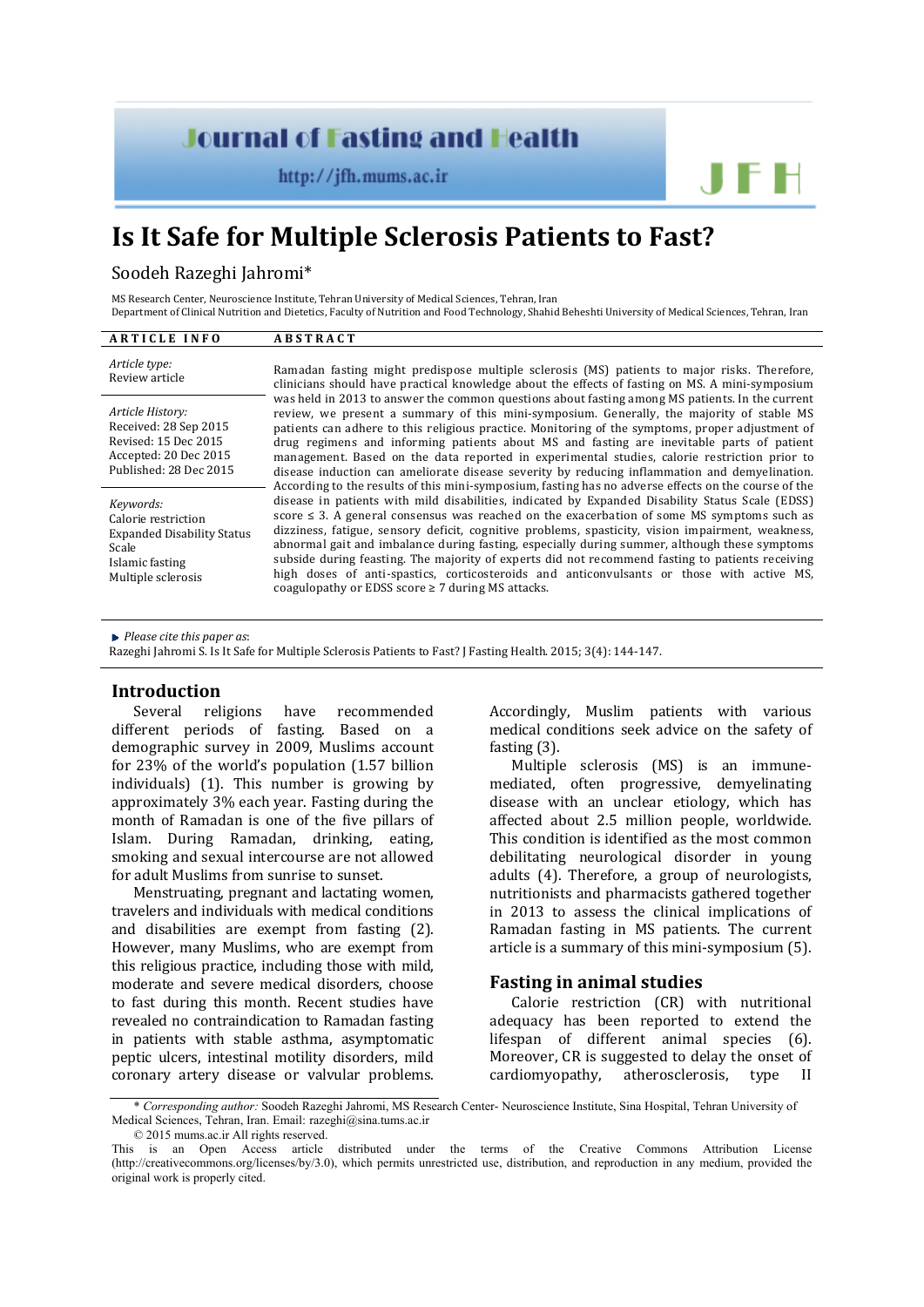# Is It Safe for Multiple Sclerosis Patients to Fast?

Soodeh Razeghi Jahromi*

MS Research Center, Neuroscience Institute, Tehran University of Medical Sciences, Tehran, Iran
Department of Clinical Nutrition and Dietetics, Faculty of Nutrition and Food Technology, Shahid Beheshti University of Medical Sciences, Tehran, Iran

**ARTICLE INFO**

*Article type:*
Review article

*Article History:*
Received: 28 Sep 2015
Revised: 15 Dec 2015
Accepted: 20 Dec 2015
Published: 28 Dec 2015

*Keywords:*
Calorie restriction
Expanded Disability Status Scale
Islamic fasting
Multiple sclerosis

**ABSTRACT**

Ramadan fasting might predispose multiple sclerosis (MS) patients to major risks. Therefore, clinicians should have practical knowledge about the effects of fasting on MS. A mini-symposium was held in 2013 to answer the common questions about fasting among MS patients. In the current review, we present a summary of this mini-symposium. Generally, the majority of stable MS patients can adhere to this religious practice. Monitoring of the symptoms, proper adjustment of drug regimens and informing patients about MS and fasting are inevitable parts of patient management. Based on the data reported in experimental studies, calorie restriction prior to disease induction can ameliorate disease severity by reducing inflammation and demyelination. According to the results of this mini-symposium, fasting has no adverse effects on the course of the disease in patients with mild disabilities, indicated by Expanded Disability Status Scale (EDSS) score ≤ 3. A general consensus was reached on the exacerbation of some MS symptoms such as dizziness, fatigue, sensory deficit, cognitive problems, spasticity, vision impairment, weakness, abnormal gait and imbalance during fasting, especially during summer, although these symptoms subside during feasting. The majority of experts did not recommend fasting to patients receiving high doses of anti-spastics, corticosteroids and anticonvulsants or those with active MS, coagulopathy or EDSS score ≥ 7 during MS attacks.

*Please cite this paper as*:
Razeghi Jahromi S. Is It Safe for Multiple Sclerosis Patients to Fast? J Fasting Health. 2015; 3(4): 144-147.

## Introduction

Several religions have recommended different periods of fasting. Based on a demographic survey in 2009, Muslims account for 23% of the world's population (1.57 billion individuals) (1). This number is growing by approximately 3% each year. Fasting during the month of Ramadan is one of the five pillars of Islam. During Ramadan, drinking, eating, smoking and sexual intercourse are not allowed for adult Muslims from sunrise to sunset.

Menstruating, pregnant and lactating women, travelers and individuals with medical conditions and disabilities are exempt from fasting (2). However, many Muslims, who are exempt from this religious practice, including those with mild, moderate and severe medical disorders, choose to fast during this month. Recent studies have revealed no contraindication to Ramadan fasting in patients with stable asthma, asymptomatic peptic ulcers, intestinal motility disorders, mild coronary artery disease or valvular problems. Accordingly, Muslim patients with various medical conditions seek advice on the safety of fasting (3).

Multiple sclerosis (MS) is an immune-mediated, often progressive, demyelinating disease with an unclear etiology, which has affected about 2.5 million people, worldwide. This condition is identified as the most common debilitating neurological disorder in young adults (4). Therefore, a group of neurologists, nutritionists and pharmacists gathered together in 2013 to assess the clinical implications of Ramadan fasting in MS patients. The current article is a summary of this mini-symposium (5).

## Fasting in animal studies

Calorie restriction (CR) with nutritional adequacy has been reported to extend the lifespan of different animal species (6). Moreover, CR is suggested to delay the onset of cardiomyopathy, atherosclerosis, type II

\* *Corresponding author:* Soodeh Razeghi Jahromi, MS Research Center- Neuroscience Institute, Sina Hospital, Tehran University of Medical Sciences, Tehran, Iran. Email: razeghi@sina.tums.ac.ir

© 2015 mums.ac.ir All rights reserved.

This is an Open Access article distributed under the terms of the Creative Commons Attribution License (http://creativecommons.org/licenses/by/3.0), which permits unrestricted use, distribution, and reproduction in any medium, provided the original work is properly cited.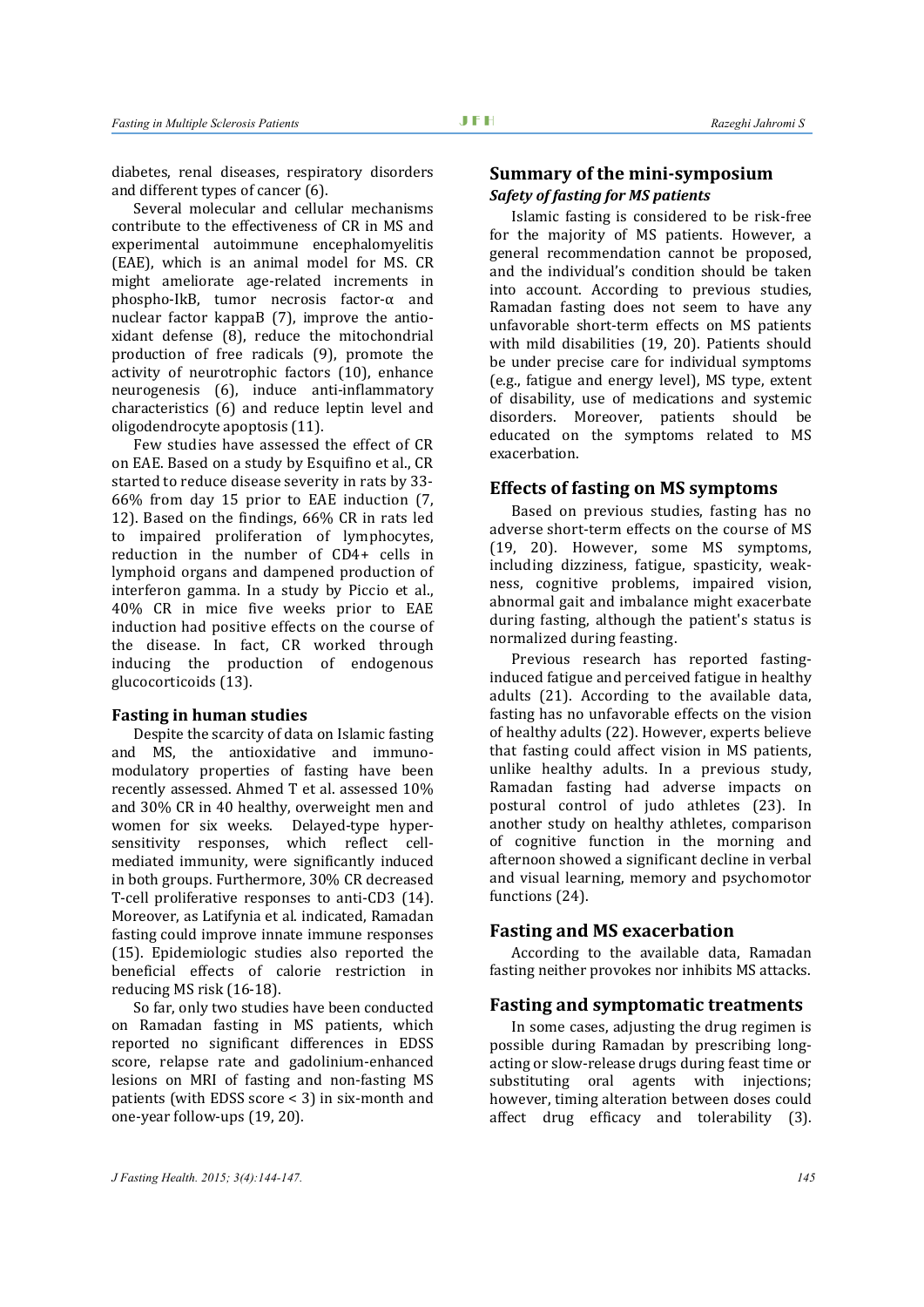diabetes, renal diseases, respiratory disorders and different types of cancer (6).

Several molecular and cellular mechanisms contribute to the effectiveness of CR in MS and experimental autoimmune encephalomyelitis (EAE), which is an animal model for MS. CR might ameliorate age-related increments in phospho-IkB, tumor necrosis factor-α and nuclear factor kappaB (7), improve the antioxidant defense (8), reduce the mitochondrial production of free radicals (9), promote the activity of neurotrophic factors (10), enhance neurogenesis (6), induce anti-inflammatory characteristics (6) and reduce leptin level and oligodendrocyte apoptosis (11).

Few studies have assessed the effect of CR on EAE. Based on a study by Esquifino et al., CR started to reduce disease severity in rats by 33-66% from day 15 prior to EAE induction (7, 12). Based on the findings, 66% CR in rats led to impaired proliferation of lymphocytes, reduction in the number of CD4+ cells in lymphoid organs and dampened production of interferon gamma. In a study by Piccio et al., 40% CR in mice five weeks prior to EAE induction had positive effects on the course of the disease. In fact, CR worked through inducing the production of endogenous glucocorticoids (13).

### Fasting in human studies

Despite the scarcity of data on Islamic fasting and MS, the antioxidative and immunomodulatory properties of fasting have been recently assessed. Ahmed T et al. assessed 10% and 30% CR in 40 healthy, overweight men and women for six weeks. Delayed-type hypersensitivity responses, which reflect cell-mediated immunity, were significantly induced in both groups. Furthermore, 30% CR decreased T-cell proliferative responses to anti-CD3 (14). Moreover, as Latifynia et al. indicated, Ramadan fasting could improve innate immune responses (15). Epidemiologic studies also reported the beneficial effects of calorie restriction in reducing MS risk (16-18).

So far, only two studies have been conducted on Ramadan fasting in MS patients, which reported no significant differences in EDSS score, relapse rate and gadolinium-enhanced lesions on MRI of fasting and non-fasting MS patients (with EDSS score < 3) in six-month and one-year follow-ups (19, 20).

## Summary of the mini-symposium

### *Safety of fasting for MS patients*

Islamic fasting is considered to be risk-free for the majority of MS patients. However, a general recommendation cannot be proposed, and the individual's condition should be taken into account. According to previous studies, Ramadan fasting does not seem to have any unfavorable short-term effects on MS patients with mild disabilities (19, 20). Patients should be under precise care for individual symptoms (e.g., fatigue and energy level), MS type, extent of disability, use of medications and systemic disorders. Moreover, patients should be educated on the symptoms related to MS exacerbation.

## Effects of fasting on MS symptoms

Based on previous studies, fasting has no adverse short-term effects on the course of MS (19, 20). However, some MS symptoms, including dizziness, fatigue, spasticity, weakness, cognitive problems, impaired vision, abnormal gait and imbalance might exacerbate during fasting, although the patient's status is normalized during feasting.

Previous research has reported fasting-induced fatigue and perceived fatigue in healthy adults (21). According to the available data, fasting has no unfavorable effects on the vision of healthy adults (22). However, experts believe that fasting could affect vision in MS patients, unlike healthy adults. In a previous study, Ramadan fasting had adverse impacts on postural control of judo athletes (23). In another study on healthy athletes, comparison of cognitive function in the morning and afternoon showed a significant decline in verbal and visual learning, memory and psychomotor functions (24).

## Fasting and MS exacerbation

According to the available data, Ramadan fasting neither provokes nor inhibits MS attacks.

## Fasting and symptomatic treatments

In some cases, adjusting the drug regimen is possible during Ramadan by prescribing long-acting or slow-release drugs during feast time or substituting oral agents with injections; however, timing alteration between doses could affect drug efficacy and tolerability (3).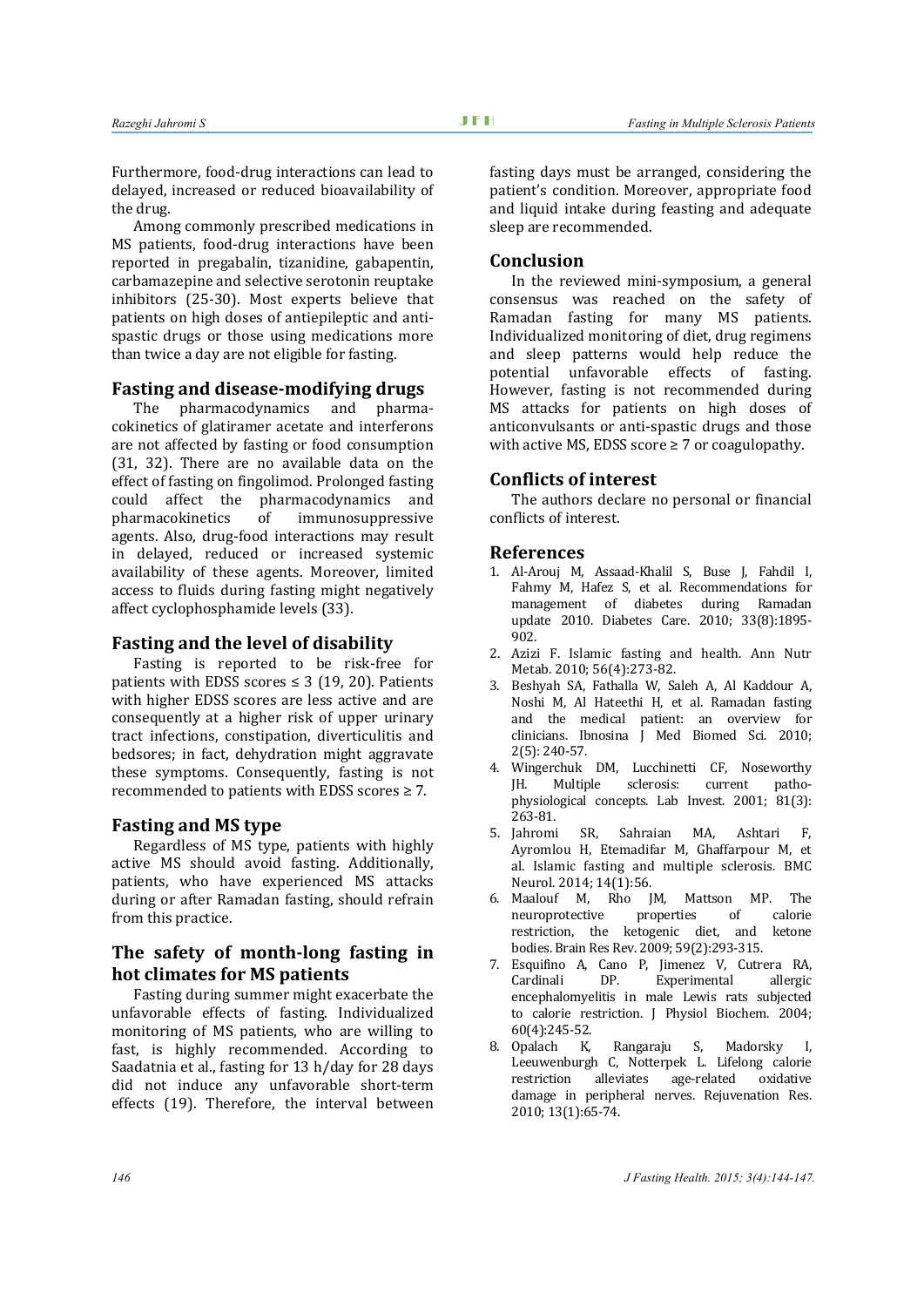Furthermore, food-drug interactions can lead to delayed, increased or reduced bioavailability of the drug.

Among commonly prescribed medications in MS patients, food-drug interactions have been reported in pregabalin, tizanidine, gabapentin, carbamazepine and selective serotonin reuptake inhibitors (25-30). Most experts believe that patients on high doses of antiepileptic and anti-spastic drugs or those using medications more than twice a day are not eligible for fasting.

## Fasting and disease-modifying drugs

The pharmacodynamics and pharmacokinetics of glatiramer acetate and interferons are not affected by fasting or food consumption (31, 32). There are no available data on the effect of fasting on fingolimod. Prolonged fasting could affect the pharmacodynamics and pharmacokinetics of immunosuppressive agents. Also, drug-food interactions may result in delayed, reduced or increased systemic availability of these agents. Moreover, limited access to fluids during fasting might negatively affect cyclophosphamide levels (33).

## Fasting and the level of disability

Fasting is reported to be risk-free for patients with EDSS scores ≤ 3 (19, 20). Patients with higher EDSS scores are less active and are consequently at a higher risk of upper urinary tract infections, constipation, diverticulitis and bedsores; in fact, dehydration might aggravate these symptoms. Consequently, fasting is not recommended to patients with EDSS scores ≥ 7.

## Fasting and MS type

Regardless of MS type, patients with highly active MS should avoid fasting. Additionally, patients, who have experienced MS attacks during or after Ramadan fasting, should refrain from this practice.

## The safety of month-long fasting in hot climates for MS patients

Fasting during summer might exacerbate the unfavorable effects of fasting. Individualized monitoring of MS patients, who are willing to fast, is highly recommended. According to Saadatnia et al., fasting for 13 h/day for 28 days did not induce any unfavorable short-term effects (19). Therefore, the interval between fasting days must be arranged, considering the patient's condition. Moreover, appropriate food and liquid intake during feasting and adequate sleep are recommended.

## Conclusion

In the reviewed mini-symposium, a general consensus was reached on the safety of Ramadan fasting for many MS patients. Individualized monitoring of diet, drug regimens and sleep patterns would help reduce the potential unfavorable effects of fasting. However, fasting is not recommended during MS attacks for patients on high doses of anticonvulsants or anti-spastic drugs and those with active MS, EDSS score ≥ 7 or coagulopathy.

## Conflicts of interest

The authors declare no personal or financial conflicts of interest.

## References

1. Al-Arouj M, Assaad-Khalil S, Buse J, Fahdil I, Fahmy M, Hafez S, et al. Recommendations for management of diabetes during Ramadan update 2010. Diabetes Care. 2010; 33(8):1895-902.
2. Azizi F. Islamic fasting and health. Ann Nutr Metab. 2010; 56(4):273-82.
3. Beshyah SA, Fathalla W, Saleh A, Al Kaddour A, Noshi M, Al Hateethi H, et al. Ramadan fasting and the medical patient: an overview for clinicians. Ibnosina J Med Biomed Sci. 2010; 2(5): 240-57.
4. Wingerchuk DM, Lucchinetti CF, Noseworthy JH. Multiple sclerosis: current pathophysiological concepts. Lab Invest. 2001; 81(3): 263-81.
5. Jahromi SR, Sahraian MA, Ashtari F, Ayromlou H, Etemadifar M, Ghaffarpour M, et al. Islamic fasting and multiple sclerosis. BMC Neurol. 2014; 14(1):56.
6. Maalouf M, Rho JM, Mattson MP. The neuroprotective properties of calorie restriction, the ketogenic diet, and ketone bodies. Brain Res Rev. 2009; 59(2):293-315.
7. Esquifino A, Cano P, Jimenez V, Cutrera RA, Cardinali DP. Experimental allergic encephalomyelitis in male Lewis rats subjected to calorie restriction. J Physiol Biochem. 2004; 60(4):245-52.
8. Opalach K, Rangaraju S, Madorsky I, Leeuwenburgh C, Notterpek L. Lifelong calorie restriction alleviates age-related oxidative damage in peripheral nerves. Rejuvenation Res. 2010; 13(1):65-74.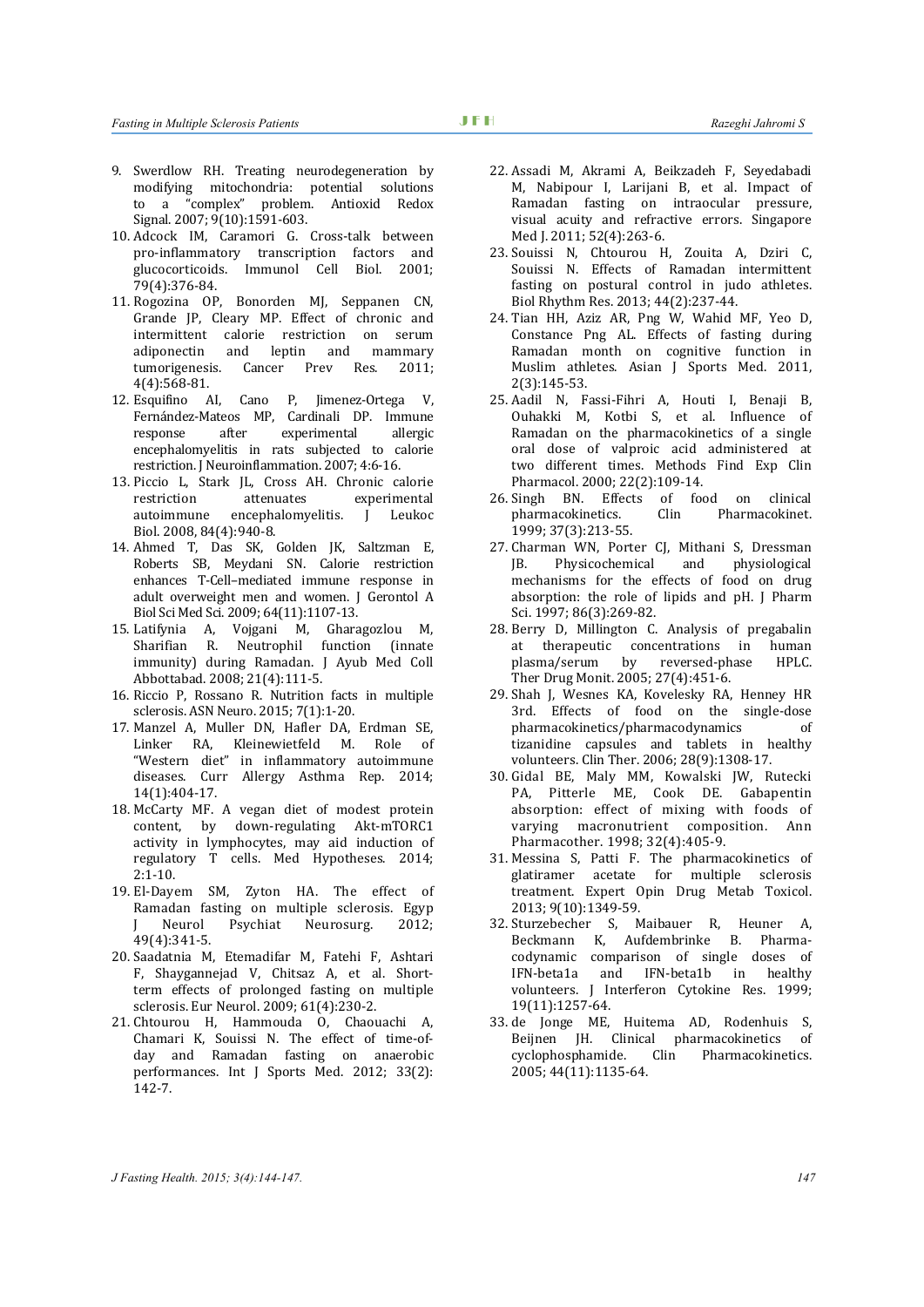9. Swerdlow RH. Treating neurodegeneration by modifying mitochondria: potential solutions to a "complex" problem. Antioxid Redox Signal. 2007; 9(10):1591-603.
10. Adcock IM, Caramori G. Cross-talk between pro-inflammatory transcription factors and glucocorticoids. Immunol Cell Biol. 2001; 79(4):376-84.
11. Rogozina OP, Bonorden MJ, Seppanen CN, Grande JP, Cleary MP. Effect of chronic and intermittent calorie restriction on serum adiponectin and leptin and mammary tumorigenesis. Cancer Prev Res. 2011; 4(4):568-81.
12. Esquifino AI, Cano P, Jimenez-Ortega V, Fernández-Mateos MP, Cardinali DP. Immune response after experimental allergic encephalomyelitis in rats subjected to calorie restriction. J Neuroinflammation. 2007; 4:6-16.
13. Piccio L, Stark JL, Cross AH. Chronic calorie restriction attenuates experimental autoimmune encephalomyelitis. J Leukoc Biol. 2008, 84(4):940-8.
14. Ahmed T, Das SK, Golden JK, Saltzman E, Roberts SB, Meydani SN. Calorie restriction enhances T-Cell–mediated immune response in adult overweight men and women. J Gerontol A Biol Sci Med Sci. 2009; 64(11):1107-13.
15. Latifynia A, Vojgani M, Gharagozlou M, Sharifian R. Neutrophil function (innate immunity) during Ramadan. J Ayub Med Coll Abbottabad. 2008; 21(4):111-5.
16. Riccio P, Rossano R. Nutrition facts in multiple sclerosis. ASN Neuro. 2015; 7(1):1-20.
17. Manzel A, Muller DN, Hafler DA, Erdman SE, Linker RA, Kleinewietfeld M. Role of "Western diet" in inflammatory autoimmune diseases. Curr Allergy Asthma Rep. 2014; 14(1):404-17.
18. McCarty MF. A vegan diet of modest protein content, by down-regulating Akt-mTORC1 activity in lymphocytes, may aid induction of regulatory T cells. Med Hypotheses. 2014; 2:1-10.
19. El-Dayem SM, Zyton HA. The effect of Ramadan fasting on multiple sclerosis. Egyp J Neurol Psychiat Neurosurg. 2012; 49(4):341-5.
20. Saadatnia M, Etemadifar M, Fatehi F, Ashtari F, Shaygannejad V, Chitsaz A, et al. Short-term effects of prolonged fasting on multiple sclerosis. Eur Neurol. 2009; 61(4):230-2.
21. Chtourou H, Hammouda O, Chaouachi A, Chamari K, Souissi N. The effect of time-of-day and Ramadan fasting on anaerobic performances. Int J Sports Med. 2012; 33(2): 142-7.
22. Assadi M, Akrami A, Beikzadeh F, Seyedabadi M, Nabipour I, Larijani B, et al. Impact of Ramadan fasting on intraocular pressure, visual acuity and refractive errors. Singapore Med J. 2011; 52(4):263-6.
23. Souissi N, Chtourou H, Zouita A, Dziri C, Souissi N. Effects of Ramadan intermittent fasting on postural control in judo athletes. Biol Rhythm Res. 2013; 44(2):237-44.
24. Tian HH, Aziz AR, Png W, Wahid MF, Yeo D, Constance Png AL. Effects of fasting during Ramadan month on cognitive function in Muslim athletes. Asian J Sports Med. 2011, 2(3):145-53.
25. Aadil N, Fassi-Fihri A, Houti I, Benaji B, Ouhakki M, Kotbi S, et al. Influence of Ramadan on the pharmacokinetics of a single oral dose of valproic acid administered at two different times. Methods Find Exp Clin Pharmacol. 2000; 22(2):109-14.
26. Singh BN. Effects of food on clinical pharmacokinetics. Clin Pharmacokinet. 1999; 37(3):213-55.
27. Charman WN, Porter CJ, Mithani S, Dressman JB. Physicochemical and physiological mechanisms for the effects of food on drug absorption: the role of lipids and pH. J Pharm Sci. 1997; 86(3):269-82.
28. Berry D, Millington C. Analysis of pregabalin at therapeutic concentrations in human plasma/serum by reversed-phase HPLC. Ther Drug Monit. 2005; 27(4):451-6.
29. Shah J, Wesnes KA, Kovelesky RA, Henney HR 3rd. Effects of food on the single-dose pharmacokinetics/pharmacodynamics of tizanidine capsules and tablets in healthy volunteers. Clin Ther. 2006; 28(9):1308-17.
30. Gidal BE, Maly MM, Kowalski JW, Rutecki PA, Pitterle ME, Cook DE. Gabapentin absorption: effect of mixing with foods of varying macronutrient composition. Ann Pharmacother. 1998; 32(4):405-9.
31. Messina S, Patti F. The pharmacokinetics of glatiramer acetate for multiple sclerosis treatment. Expert Opin Drug Metab Toxicol. 2013; 9(10):1349-59.
32. Sturzebecher S, Maibauer R, Heuner A, Beckmann K, Aufdembrinke B. Pharmacodynamic comparison of single doses of IFN-beta1a and IFN-beta1b in healthy volunteers. J Interferon Cytokine Res. 1999; 19(11):1257-64.
33. de Jonge ME, Huitema AD, Rodenhuis S, Beijnen JH. Clinical pharmacokinetics of cyclophosphamide. Clin Pharmacokinetics. 2005; 44(11):1135-64.